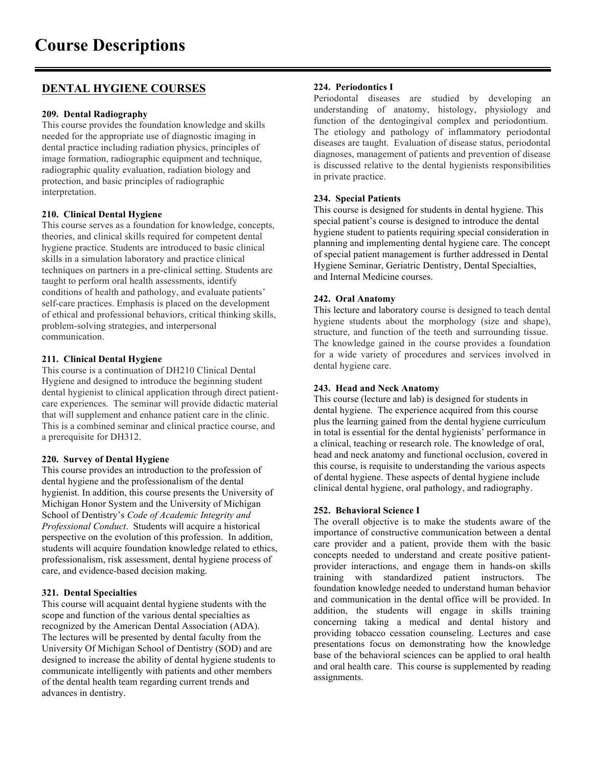# Course Descriptions

## DENTAL HYGIENE COURSES

**209. Dental Radiography**
This course provides the foundation knowledge and skills needed for the appropriate use of diagnostic imaging in dental practice including radiation physics, principles of image formation, radiographic equipment and technique, radiographic quality evaluation, radiation biology and protection, and basic principles of radiographic interpretation.

**210. Clinical Dental Hygiene**
This course serves as a foundation for knowledge, concepts, theories, and clinical skills required for competent dental hygiene practice. Students are introduced to basic clinical skills in a simulation laboratory and practice clinical techniques on partners in a pre-clinical setting. Students are taught to perform oral health assessments, identify conditions of health and pathology, and evaluate patients' self-care practices. Emphasis is placed on the development of ethical and professional behaviors, critical thinking skills, problem-solving strategies, and interpersonal communication.

**211. Clinical Dental Hygiene**
This course is a continuation of DH210 Clinical Dental Hygiene and designed to introduce the beginning student dental hygienist to clinical application through direct patient-care experiences. The seminar will provide didactic material that will supplement and enhance patient care in the clinic. This is a combined seminar and clinical practice course, and a prerequisite for DH312.

**220. Survey of Dental Hygiene**
This course provides an introduction to the profession of dental hygiene and the professionalism of the dental hygienist. In addition, this course presents the University of Michigan Honor System and the University of Michigan School of Dentistry's *Code of Academic Integrity and Professional Conduct*. Students will acquire a historical perspective on the evolution of this profession. In addition, students will acquire foundation knowledge related to ethics, professionalism, risk assessment, dental hygiene process of care, and evidence-based decision making.

**321. Dental Specialties**
This course will acquaint dental hygiene students with the scope and function of the various dental specialties as recognized by the American Dental Association (ADA). The lectures will be presented by dental faculty from the University Of Michigan School of Dentistry (SOD) and are designed to increase the ability of dental hygiene students to communicate intelligently with patients and other members of the dental health team regarding current trends and advances in dentistry.

**224. Periodontics I**
Periodontal diseases are studied by developing an understanding of anatomy, histology, physiology and function of the dentogingival complex and periodontium. The etiology and pathology of inflammatory periodontal diseases are taught. Evaluation of disease status, periodontal diagnoses, management of patients and prevention of disease is discussed relative to the dental hygienists responsibilities in private practice.

**234. Special Patients**
This course is designed for students in dental hygiene. This special patient's course is designed to introduce the dental hygiene student to patients requiring special consideration in planning and implementing dental hygiene care. The concept of special patient management is further addressed in Dental Hygiene Seminar, Geriatric Dentistry, Dental Specialties, and Internal Medicine courses.

**242. Oral Anatomy**
This lecture and laboratory course is designed to teach dental hygiene students about the morphology (size and shape), structure, and function of the teeth and surrounding tissue. The knowledge gained in the course provides a foundation for a wide variety of procedures and services involved in dental hygiene care.

**243. Head and Neck Anatomy**
This course (lecture and lab) is designed for students in dental hygiene. The experience acquired from this course plus the learning gained from the dental hygiene curriculum in total is essential for the dental hygienists' performance in a clinical, teaching or research role. The knowledge of oral, head and neck anatomy and functional occlusion, covered in this course, is requisite to understanding the various aspects of dental hygiene. These aspects of dental hygiene include clinical dental hygiene, oral pathology, and radiography.

**252. Behavioral Science I**
The overall objective is to make the students aware of the importance of constructive communication between a dental care provider and a patient, provide them with the basic concepts needed to understand and create positive patient-provider interactions, and engage them in hands-on skills training with standardized patient instructors. The foundation knowledge needed to understand human behavior and communication in the dental office will be provided. In addition, the students will engage in skills training concerning taking a medical and dental history and providing tobacco cessation counseling. Lectures and case presentations focus on demonstrating how the knowledge base of the behavioral sciences can be applied to oral health and oral health care. This course is supplemented by reading assignments.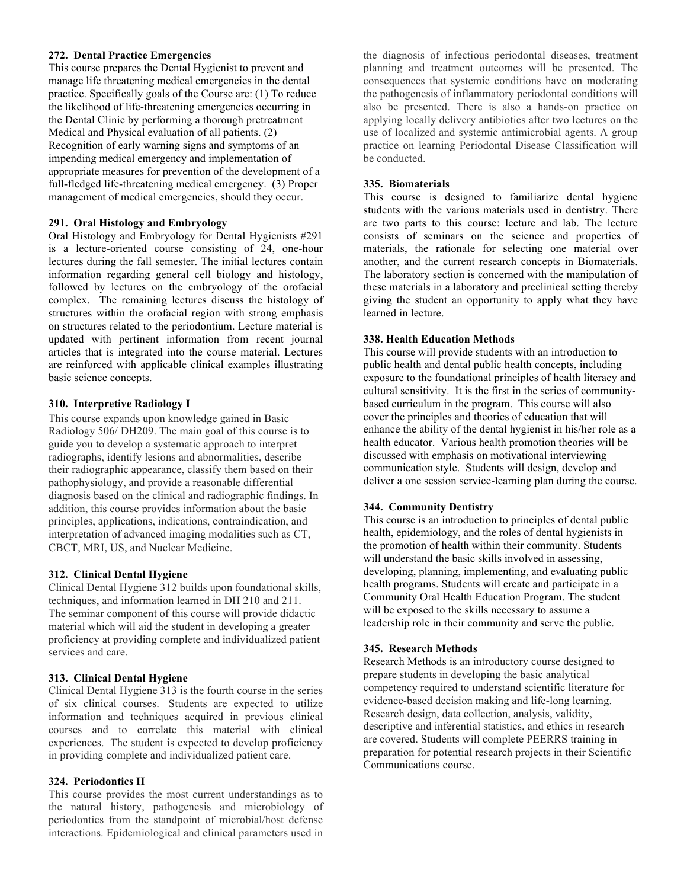**272. Dental Practice Emergencies**

This course prepares the Dental Hygienist to prevent and manage life threatening medical emergencies in the dental practice. Specifically goals of the Course are: (1) To reduce the likelihood of life-threatening emergencies occurring in the Dental Clinic by performing a thorough pretreatment Medical and Physical evaluation of all patients. (2) Recognition of early warning signs and symptoms of an impending medical emergency and implementation of appropriate measures for prevention of the development of a full-fledged life-threatening medical emergency. (3) Proper management of medical emergencies, should they occur.

**291. Oral Histology and Embryology**

Oral Histology and Embryology for Dental Hygienists #291 is a lecture-oriented course consisting of 24, one-hour lectures during the fall semester. The initial lectures contain information regarding general cell biology and histology, followed by lectures on the embryology of the orofacial complex. The remaining lectures discuss the histology of structures within the orofacial region with strong emphasis on structures related to the periodontium. Lecture material is updated with pertinent information from recent journal articles that is integrated into the course material. Lectures are reinforced with applicable clinical examples illustrating basic science concepts.

**310. Interpretive Radiology I**

This course expands upon knowledge gained in Basic Radiology 506/ DH209. The main goal of this course is to guide you to develop a systematic approach to interpret radiographs, identify lesions and abnormalities, describe their radiographic appearance, classify them based on their pathophysiology, and provide a reasonable differential diagnosis based on the clinical and radiographic findings. In addition, this course provides information about the basic principles, applications, indications, contraindication, and interpretation of advanced imaging modalities such as CT, CBCT, MRI, US, and Nuclear Medicine.

**312. Clinical Dental Hygiene**

Clinical Dental Hygiene 312 builds upon foundational skills, techniques, and information learned in DH 210 and 211. The seminar component of this course will provide didactic material which will aid the student in developing a greater proficiency at providing complete and individualized patient services and care.

**313. Clinical Dental Hygiene**

Clinical Dental Hygiene 313 is the fourth course in the series of six clinical courses. Students are expected to utilize information and techniques acquired in previous clinical courses and to correlate this material with clinical experiences. The student is expected to develop proficiency in providing complete and individualized patient care.

**324. Periodontics II**

This course provides the most current understandings as to the natural history, pathogenesis and microbiology of periodontics from the standpoint of microbial/host defense interactions. Epidemiological and clinical parameters used in the diagnosis of infectious periodontal diseases, treatment planning and treatment outcomes will be presented. The consequences that systemic conditions have on moderating the pathogenesis of inflammatory periodontal conditions will also be presented. There is also a hands-on practice on applying locally delivery antibiotics after two lectures on the use of localized and systemic antimicrobial agents. A group practice on learning Periodontal Disease Classification will be conducted.

**335. Biomaterials**

This course is designed to familiarize dental hygiene students with the various materials used in dentistry. There are two parts to this course: lecture and lab. The lecture consists of seminars on the science and properties of materials, the rationale for selecting one material over another, and the current research concepts in Biomaterials. The laboratory section is concerned with the manipulation of these materials in a laboratory and preclinical setting thereby giving the student an opportunity to apply what they have learned in lecture.

**338. Health Education Methods**

This course will provide students with an introduction to public health and dental public health concepts, including exposure to the foundational principles of health literacy and cultural sensitivity. It is the first in the series of community-based curriculum in the program. This course will also cover the principles and theories of education that will enhance the ability of the dental hygienist in his/her role as a health educator. Various health promotion theories will be discussed with emphasis on motivational interviewing communication style. Students will design, develop and deliver a one session service-learning plan during the course.

**344. Community Dentistry**

This course is an introduction to principles of dental public health, epidemiology, and the roles of dental hygienists in the promotion of health within their community. Students will understand the basic skills involved in assessing, developing, planning, implementing, and evaluating public health programs. Students will create and participate in a Community Oral Health Education Program. The student will be exposed to the skills necessary to assume a leadership role in their community and serve the public.

**345. Research Methods**

Research Methods is an introductory course designed to prepare students in developing the basic analytical competency required to understand scientific literature for evidence-based decision making and life-long learning. Research design, data collection, analysis, validity, descriptive and inferential statistics, and ethics in research are covered. Students will complete PEERRS training in preparation for potential research projects in their Scientific Communications course.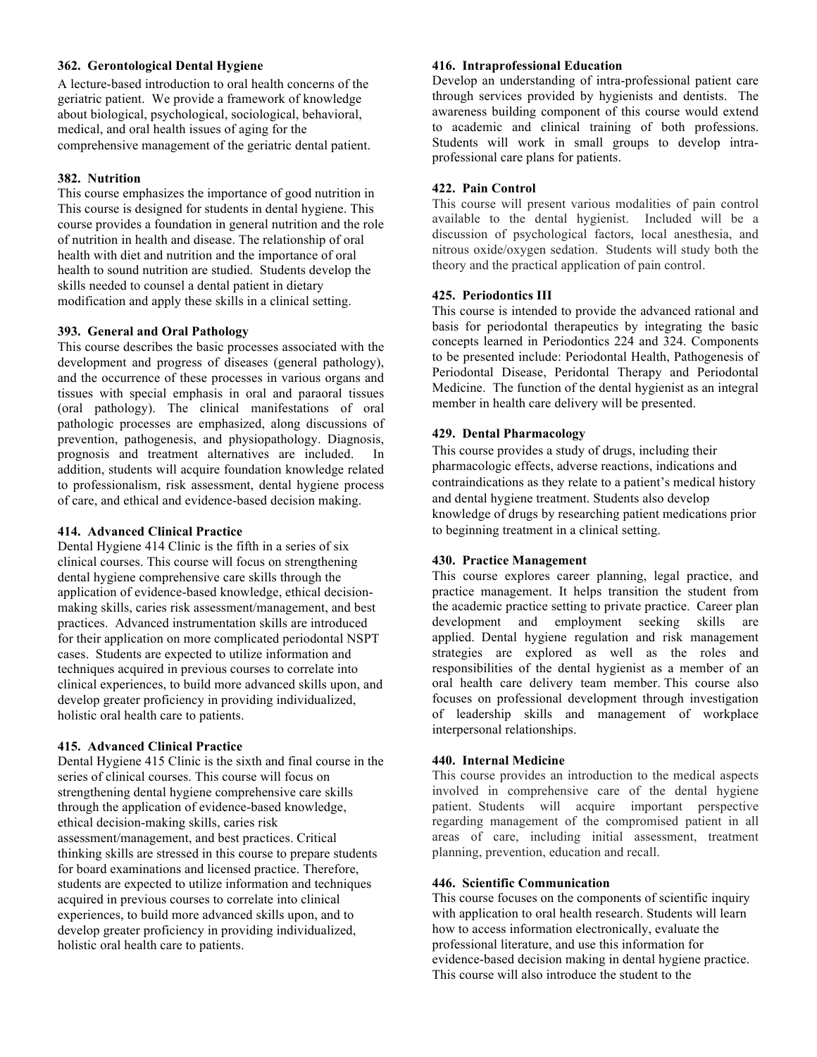**362. Gerontological Dental Hygiene**

A lecture-based introduction to oral health concerns of the geriatric patient. We provide a framework of knowledge about biological, psychological, sociological, behavioral, medical, and oral health issues of aging for the comprehensive management of the geriatric dental patient.

**382. Nutrition**

This course emphasizes the importance of good nutrition in This course is designed for students in dental hygiene. This course provides a foundation in general nutrition and the role of nutrition in health and disease. The relationship of oral health with diet and nutrition and the importance of oral health to sound nutrition are studied. Students develop the skills needed to counsel a dental patient in dietary modification and apply these skills in a clinical setting.

**393. General and Oral Pathology**

This course describes the basic processes associated with the development and progress of diseases (general pathology), and the occurrence of these processes in various organs and tissues with special emphasis in oral and paraoral tissues (oral pathology). The clinical manifestations of oral pathologic processes are emphasized, along discussions of prevention, pathogenesis, and physiopathology. Diagnosis, prognosis and treatment alternatives are included. In addition, students will acquire foundation knowledge related to professionalism, risk assessment, dental hygiene process of care, and ethical and evidence-based decision making.

**414. Advanced Clinical Practice**

Dental Hygiene 414 Clinic is the fifth in a series of six clinical courses. This course will focus on strengthening dental hygiene comprehensive care skills through the application of evidence-based knowledge, ethical decision-making skills, caries risk assessment/management, and best practices. Advanced instrumentation skills are introduced for their application on more complicated periodontal NSPT cases. Students are expected to utilize information and techniques acquired in previous courses to correlate into clinical experiences, to build more advanced skills upon, and develop greater proficiency in providing individualized, holistic oral health care to patients.

**415. Advanced Clinical Practice**

Dental Hygiene 415 Clinic is the sixth and final course in the series of clinical courses. This course will focus on strengthening dental hygiene comprehensive care skills through the application of evidence-based knowledge, ethical decision-making skills, caries risk assessment/management, and best practices. Critical thinking skills are stressed in this course to prepare students for board examinations and licensed practice. Therefore, students are expected to utilize information and techniques acquired in previous courses to correlate into clinical experiences, to build more advanced skills upon, and to develop greater proficiency in providing individualized, holistic oral health care to patients.

**416. Intraprofessional Education**

Develop an understanding of intra-professional patient care through services provided by hygienists and dentists. The awareness building component of this course would extend to academic and clinical training of both professions. Students will work in small groups to develop intra-professional care plans for patients.

**422. Pain Control**

This course will present various modalities of pain control available to the dental hygienist. Included will be a discussion of psychological factors, local anesthesia, and nitrous oxide/oxygen sedation. Students will study both the theory and the practical application of pain control.

**425. Periodontics III**

This course is intended to provide the advanced rational and basis for periodontal therapeutics by integrating the basic concepts learned in Periodontics 224 and 324. Components to be presented include: Periodontal Health, Pathogenesis of Periodontal Disease, Peridontal Therapy and Periodontal Medicine. The function of the dental hygienist as an integral member in health care delivery will be presented.

**429. Dental Pharmacology**

This course provides a study of drugs, including their pharmacologic effects, adverse reactions, indications and contraindications as they relate to a patient's medical history and dental hygiene treatment. Students also develop knowledge of drugs by researching patient medications prior to beginning treatment in a clinical setting.

**430. Practice Management**

This course explores career planning, legal practice, and practice management. It helps transition the student from the academic practice setting to private practice. Career plan development and employment seeking skills are applied. Dental hygiene regulation and risk management strategies are explored as well as the roles and responsibilities of the dental hygienist as a member of an oral health care delivery team member. This course also focuses on professional development through investigation of leadership skills and management of workplace interpersonal relationships.

**440. Internal Medicine**

This course provides an introduction to the medical aspects involved in comprehensive care of the dental hygiene patient. Students will acquire important perspective regarding management of the compromised patient in all areas of care, including initial assessment, treatment planning, prevention, education and recall.

**446. Scientific Communication**

This course focuses on the components of scientific inquiry with application to oral health research. Students will learn how to access information electronically, evaluate the professional literature, and use this information for evidence-based decision making in dental hygiene practice. This course will also introduce the student to the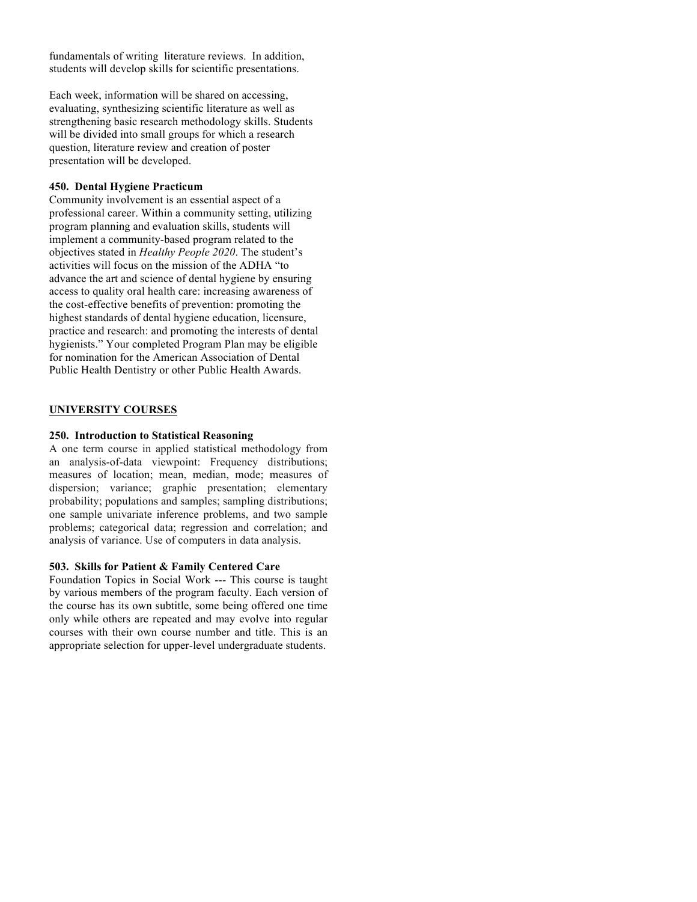fundamentals of writing literature reviews. In addition, students will develop skills for scientific presentations.

Each week, information will be shared on accessing, evaluating, synthesizing scientific literature as well as strengthening basic research methodology skills. Students will be divided into small groups for which a research question, literature review and creation of poster presentation will be developed.

**450. Dental Hygiene Practicum**
Community involvement is an essential aspect of a professional career. Within a community setting, utilizing program planning and evaluation skills, students will implement a community-based program related to the objectives stated in *Healthy People 2020*. The student's activities will focus on the mission of the ADHA "to advance the art and science of dental hygiene by ensuring access to quality oral health care: increasing awareness of the cost-effective benefits of prevention: promoting the highest standards of dental hygiene education, licensure, practice and research: and promoting the interests of dental hygienists." Your completed Program Plan may be eligible for nomination for the American Association of Dental Public Health Dentistry or other Public Health Awards.

## UNIVERSITY COURSES

**250. Introduction to Statistical Reasoning**
A one term course in applied statistical methodology from an analysis-of-data viewpoint: Frequency distributions; measures of location; mean, median, mode; measures of dispersion; variance; graphic presentation; elementary probability; populations and samples; sampling distributions; one sample univariate inference problems, and two sample problems; categorical data; regression and correlation; and analysis of variance. Use of computers in data analysis.

**503. Skills for Patient & Family Centered Care**
Foundation Topics in Social Work --- This course is taught by various members of the program faculty. Each version of the course has its own subtitle, some being offered one time only while others are repeated and may evolve into regular courses with their own course number and title. This is an appropriate selection for upper-level undergraduate students.